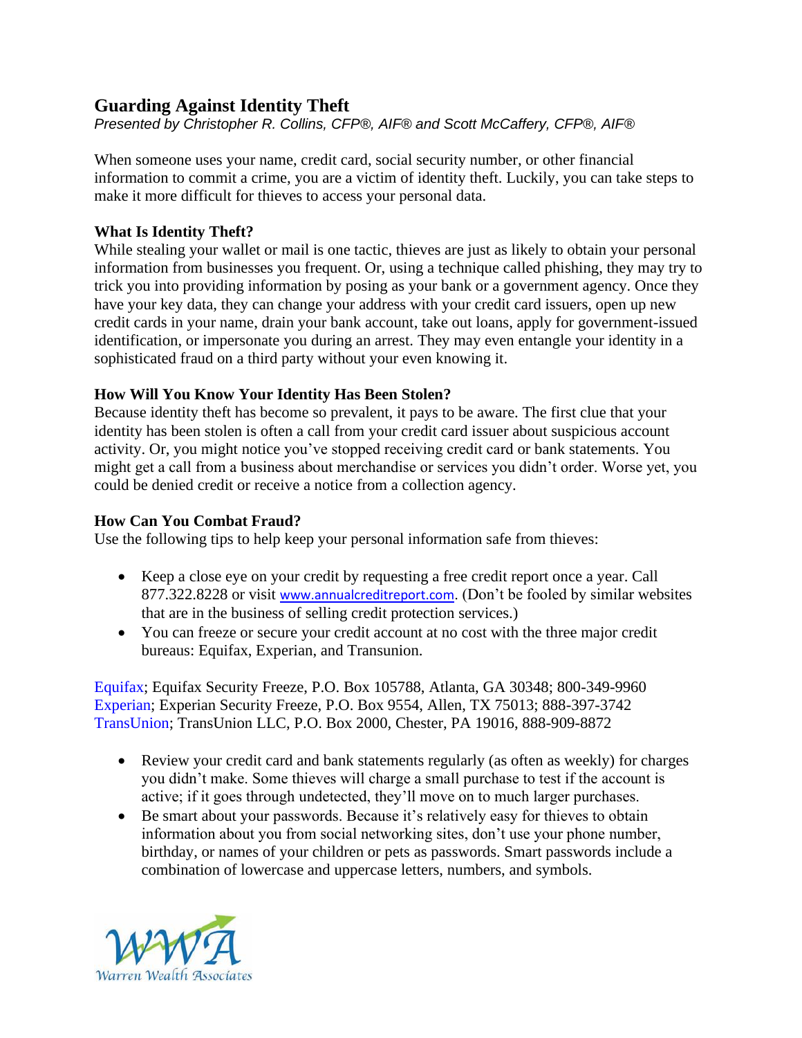# Guarding Against Identity Theft

*Presented by Christopher R. Collins, CFP®, AIF® and Scott McCaffery, CFP®, AIF®*

When someone uses your name, credit card, social security number, or other financial information to commit a crime, you are a victim of identity theft. Luckily, you can take steps to make it more difficult for thieves to access your personal data.

## What Is Identity Theft?

While stealing your wallet or mail is one tactic, thieves are just as likely to obtain your personal information from businesses you frequent. Or, using a technique called phishing, they may try to trick you into providing information by posing as your bank or a government agency. Once they have your key data, they can change your address with your credit card issuers, open up new credit cards in your name, drain your bank account, take out loans, apply for government-issued identification, or impersonate you during an arrest. They may even entangle your identity in a sophisticated fraud on a third party without your even knowing it.

## How Will You Know Your Identity Has Been Stolen?

Because identity theft has become so prevalent, it pays to be aware. The first clue that your identity has been stolen is often a call from your credit card issuer about suspicious account activity. Or, you might notice you've stopped receiving credit card or bank statements. You might get a call from a business about merchandise or services you didn't order. Worse yet, you could be denied credit or receive a notice from a collection agency.

## How Can You Combat Fraud?

Use the following tips to help keep your personal information safe from thieves:

- Keep a close eye on your credit by requesting a free credit report once a year. Call 877.322.8228 or visit www.annualcreditreport.com. (Don't be fooled by similar websites that are in the business of selling credit protection services.)
- You can freeze or secure your credit account at no cost with the three major credit bureaus: Equifax, Experian, and Transunion.

Equifax; Equifax Security Freeze, P.O. Box 105788, Atlanta, GA 30348; 800-349-9960
Experian; Experian Security Freeze, P.O. Box 9554, Allen, TX 75013; 888-397-3742
TransUnion; TransUnion LLC, P.O. Box 2000, Chester, PA 19016, 888-909-8872

- Review your credit card and bank statements regularly (as often as weekly) for charges you didn't make. Some thieves will charge a small purchase to test if the account is active; if it goes through undetected, they'll move on to much larger purchases.
- Be smart about your passwords. Because it's relatively easy for thieves to obtain information about you from social networking sites, don't use your phone number, birthday, or names of your children or pets as passwords. Smart passwords include a combination of lowercase and uppercase letters, numbers, and symbols.

WWA
Warren Wealth Associates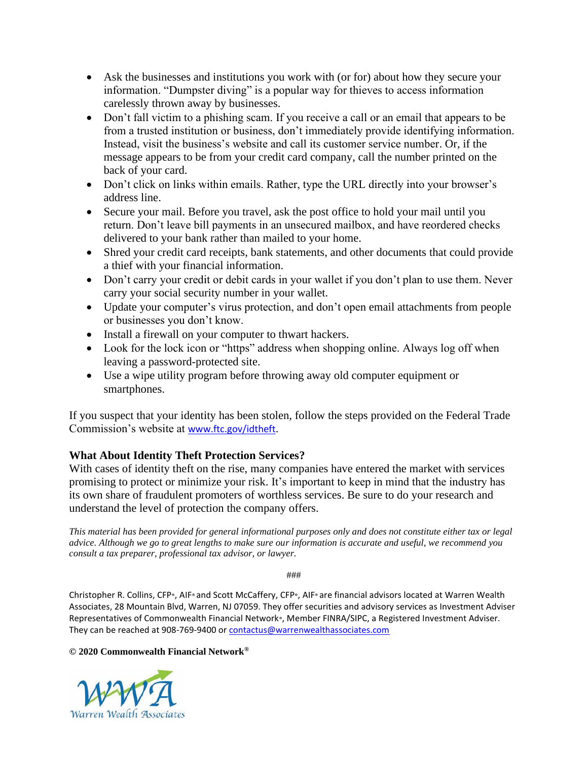- Ask the businesses and institutions you work with (or for) about how they secure your information. "Dumpster diving" is a popular way for thieves to access information carelessly thrown away by businesses.
- Don't fall victim to a phishing scam. If you receive a call or an email that appears to be from a trusted institution or business, don't immediately provide identifying information. Instead, visit the business's website and call its customer service number. Or, if the message appears to be from your credit card company, call the number printed on the back of your card.
- Don't click on links within emails. Rather, type the URL directly into your browser's address line.
- Secure your mail. Before you travel, ask the post office to hold your mail until you return. Don't leave bill payments in an unsecured mailbox, and have reordered checks delivered to your bank rather than mailed to your home.
- Shred your credit card receipts, bank statements, and other documents that could provide a thief with your financial information.
- Don't carry your credit or debit cards in your wallet if you don't plan to use them. Never carry your social security number in your wallet.
- Update your computer's virus protection, and don't open email attachments from people or businesses you don't know.
- Install a firewall on your computer to thwart hackers.
- Look for the lock icon or "https" address when shopping online. Always log off when leaving a password-protected site.
- Use a wipe utility program before throwing away old computer equipment or smartphones.

If you suspect that your identity has been stolen, follow the steps provided on the Federal Trade Commission's website at www.ftc.gov/idtheft.

**What About Identity Theft Protection Services?**

With cases of identity theft on the rise, many companies have entered the market with services promising to protect or minimize your risk. It's important to keep in mind that the industry has its own share of fraudulent promoters of worthless services. Be sure to do your research and understand the level of protection the company offers.

*This material has been provided for general informational purposes only and does not constitute either tax or legal advice. Although we go to great lengths to make sure our information is accurate and useful, we recommend you consult a tax preparer, professional tax advisor, or lawyer.*

###

Christopher R. Collins, CFP®, AIF® and Scott McCaffery, CFP®, AIF® are financial advisors located at Warren Wealth Associates, 28 Mountain Blvd, Warren, NJ 07059. They offer securities and advisory services as Investment Adviser Representatives of Commonwealth Financial Network®, Member FINRA/SIPC, a Registered Investment Adviser. They can be reached at 908-769-9400 or contactus@warrenwealthassociates.com

**© 2020 Commonwealth Financial Network®**

WWA
Warren Wealth Associates